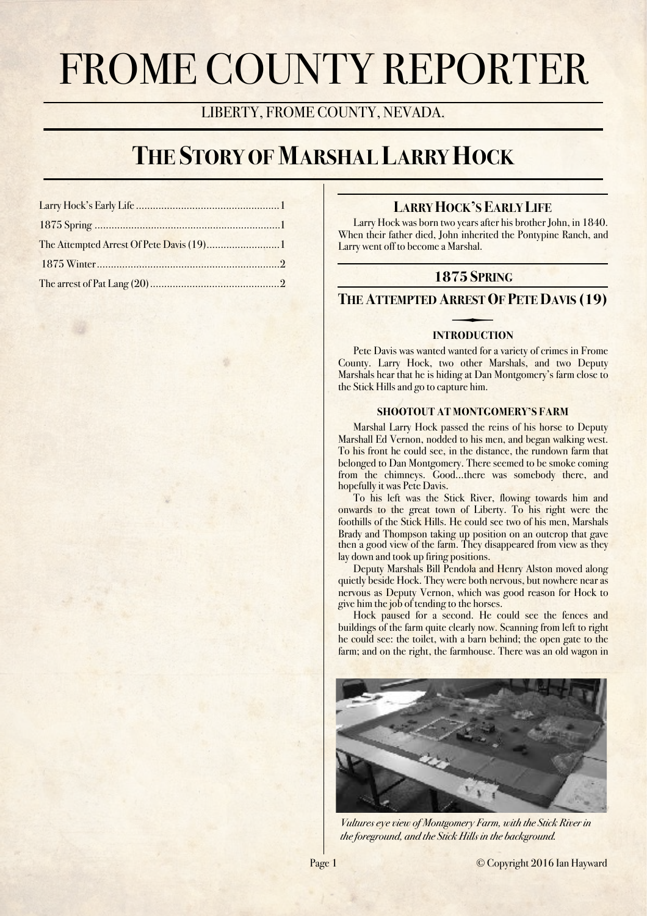# FROME COUNTY REPORTER

LIBERTY, FROME COUNTY, NEVADA.

# The Story of Marshal Larry Hock

| | |
|---|---|
| Larry Hock's Early Life | 1 |
| 1875 Spring | 1 |
| The Attempted Arrest Of Pete Davis (19) | 1 |
| 1875 Winter | 2 |
| The arrest of Pat Lang (20) | 2 |

## Larry Hock's Early Life

Larry Hock was born two years after his brother John, in 1840. When their father died, John inherited the Pontypine Ranch, and Larry went off to become a Marshal.

## 1875 Spring

## The Attempted Arrest Of Pete Davis (19)

### INTRODUCTION

Pete Davis was wanted wanted for a variety of crimes in Frome County. Larry Hock, two other Marshals, and two Deputy Marshals hear that he is hiding at Dan Montgomery's farm close to the Stick Hills and go to capture him.

### SHOOTOUT AT MONTGOMERY'S FARM

Marshal Larry Hock passed the reins of his horse to Deputy Marshall Ed Vernon, nodded to his men, and began walking west. To his front he could see, in the distance, the rundown farm that belonged to Dan Montgomery. There seemed to be smoke coming from the chimneys. Good...there was somebody there, and hopefully it was Pete Davis.

To his left was the Stick River, flowing towards him and onwards to the great town of Liberty. To his right were the foothills of the Stick Hills. He could see two of his men, Marshals Brady and Thompson taking up position on an outcrop that gave then a good view of the farm. They disappeared from view as they lay down and took up firing positions.

Deputy Marshals Bill Pendola and Henry Alston moved along quietly beside Hock. They were both nervous, but nowhere near as nervous as Deputy Vernon, which was good reason for Hock to give him the job of tending to the horses.

Hock paused for a second. He could see the fences and buildings of the farm quite clearly now. Scanning from left to right he could see: the toilet, with a barn behind; the open gate to the farm; and on the right, the farmhouse. There was an old wagon in

*Vultures eye view of Montgomery Farm, with the Stick River in the foreground, and the Stick Hills in the background.*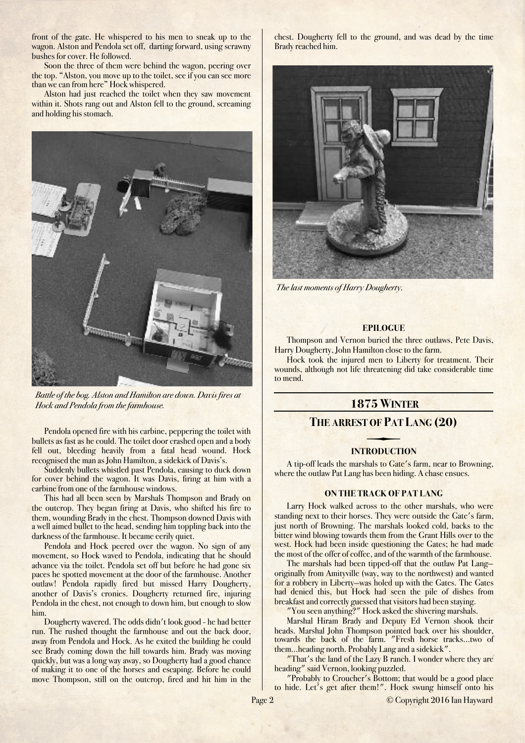front of the gate. He whispered to his men to sneak up to the wagon. Alston and Pendola set off, darting forward, using scrawny bushes for cover. He followed.

Soon the three of them were behind the wagon, peering over the top. "Alston, you move up to the toilet, see if you can see more than we can from here" Hock whispered.

Alston had just reached the toilet when they saw movement within it. Shots rang out and Alston fell to the ground, screaming and holding his stomach.

*Battle of the bog. Alston and Hamilton are down. Davis fires at Hock and Pendola from the farmhouse.*

Pendola opened fire with his carbine, peppering the toilet with bullets as fast as he could. The toilet door crashed open and a body fell out, bleeding heavily from a fatal head wound. Hock recognised the man as John Hamilton, a sidekick of Davis's.

Suddenly bullets whistled past Pendola, causing to duck down for cover behind the wagon. It was Davis, firing at him with a carbine from one of the farmhouse windows.

This had all been seen by Marshals Thompson and Brady on the outcrop. They began firing at Davis, who shifted his fire to them, wounding Brady in the chest. Thompson downed Davis with a well aimed bullet to the head, sending him toppling back into the darkness of the farmhouse. It became eerily quiet.

Pendola and Hock peered over the wagon. No sign of any movement, so Hock waved to Pendola, indicating that he should advance via the toilet. Pendola set off but before he had gone six paces he spotted movement at the door of the farmhouse. Another outlaw! Pendola rapidly fired but missed Harry Dougherty, another of Davis's cronies. Dougherty returned fire, injuring Pendola in the chest, not enough to down him, but enough to slow him.

Dougherty wavered. The odds didn't look good - he had better run. The rushed thought the farmhouse and out the back door, away from Pendola and Hock. As he exited the building he could see Brady coming down the hill towards him. Brady was moving quickly, but was a long way away, so Dougherty had a good chance of making it to one of the horses and escaping. Before he could move Thompson, still on the outcrop, fired and hit him in the chest. Dougherty fell to the ground, and was dead by the time Brady reached him.

*The last moments of Harry Dougherty.*

#### EPILOGUE

Thompson and Vernon buried the three outlaws, Pete Davis, Harry Dougherty, John Hamilton close to the farm.

Hock took the injured men to Liberty for treatment. Their wounds, although not life threatening did take considerable time to mend.

## 1875 Winter

## The arrest of Pat Lang (20)

#### INTRODUCTION

A tip-off leads the marshals to Gate's farm, near to Browning, where the outlaw Pat Lang has been hiding. A chase ensues.

#### ON THE TRACK OF PAT LANG

Larry Hock walked across to the other marshals, who were standing next to their horses. They were outside the Gate's farm, just north of Browning. The marshals looked cold, backs to the bitter wind blowing towards them from the Grant Hills over to the west. Hock had been inside questioning the Gates; he had made the most of the offer of coffee, and of the warmth of the farmhouse.

The marshals had been tipped-off that the outlaw Pat Lang–originally from Amityville (way, way to the northwest) and wanted for a robbery in Liberty–was holed up with the Gates. The Gates had denied this, but Hock had seen the pile of dishes from breakfast and correctly guessed that visitors had been staying.

"You seen anything?" Hock asked the shivering marshals.

Marshal Hiram Brady and Deputy Ed Vernon shook their heads. Marshal John Thompson pointed back over his shoulder, towards the back of the farm. "Fresh horse tracks...two of them...heading north. Probably Lang and a sidekick".

"That's the land of the Lazy B ranch. I wonder where they are heading" said Vernon, looking puzzled.

"Probably to Croucher's Bottom; that would be a good place to hide. Let's get after them!". Hock swung himself onto his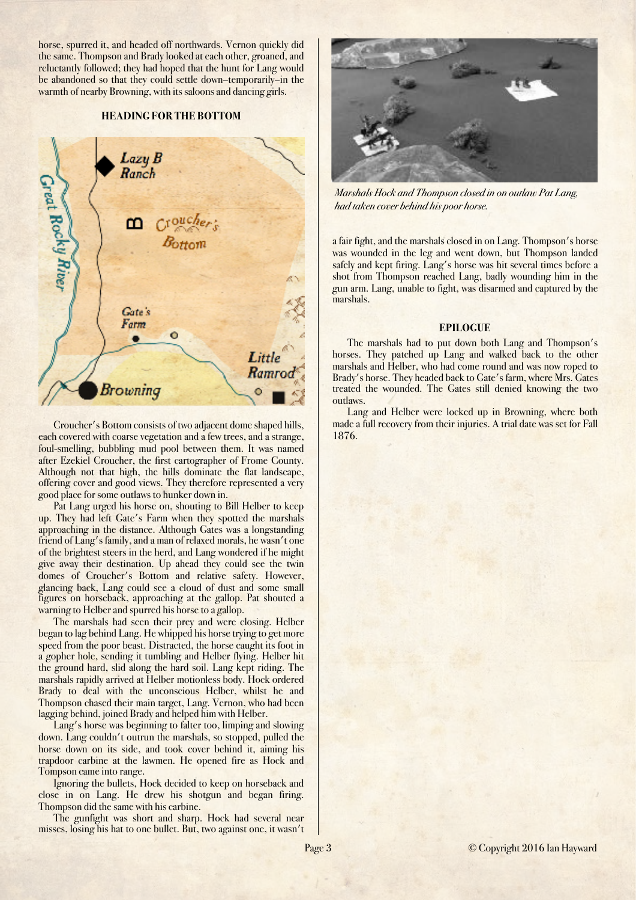horse, spurred it, and headed off northwards. Vernon quickly did the same. Thompson and Brady looked at each other, groaned, and reluctantly followed; they had hoped that the hunt for Lang would be abandoned so that they could settle down–temporarily–in the warmth of nearby Browning, with its saloons and dancing girls.

### HEADING FOR THE BOTTOM

Croucher's Bottom consists of two adjacent dome shaped hills, each covered with coarse vegetation and a few trees, and a strange, foul-smelling, bubbling mud pool between them. It was named after Ezekiel Croucher, the first cartographer of Frome County. Although not that high, the hills dominate the flat landscape, offering cover and good views. They therefore represented a very good place for some outlaws to hunker down in.

Pat Lang urged his horse on, shouting to Bill Helber to keep up. They had left Gate's Farm when they spotted the marshals approaching in the distance. Although Gates was a longstanding friend of Lang's family, and a man of relaxed morals, he wasn't one of the brightest steers in the herd, and Lang wondered if he might give away their destination. Up ahead they could see the twin domes of Croucher's Bottom and relative safety. However, glancing back, Lang could see a cloud of dust and some small figures on horseback, approaching at the gallop. Pat shouted a warning to Helber and spurred his horse to a gallop.

The marshals had seen their prey and were closing. Helber began to lag behind Lang. He whipped his horse trying to get more speed from the poor beast. Distracted, the horse caught its foot in a gopher hole, sending it tumbling and Helber flying. Helber hit the ground hard, slid along the hard soil. Lang kept riding. The marshals rapidly arrived at Helber motionless body. Hock ordered Brady to deal with the unconscious Helber, whilst he and Thompson chased their main target, Lang. Vernon, who had been lagging behind, joined Brady and helped him with Helber.

Lang's horse was beginning to falter too, limping and slowing down. Lang couldn't outrun the marshals, so stopped, pulled the horse down on its side, and took cover behind it, aiming his trapdoor carbine at the lawmen. He opened fire as Hock and Tompson came into range.

Ignoring the bullets, Hock decided to keep on horseback and close in on Lang. He drew his shotgun and began firing. Thompson did the same with his carbine.

The gunfight was short and sharp. Hock had several near misses, losing his hat to one bullet. But, two against one, it wasn't a fair fight, and the marshals closed in on Lang. Thompson's horse was wounded in the leg and went down, but Thompson landed safely and kept firing. Lang's horse was hit several times before a shot from Thompson reached Lang, badly wounding him in the gun arm. Lang, unable to fight, was disarmed and captured by the marshals.

*Marshals Hock and Thompson closed in on outlaw Pat Lang, had taken cover behind his poor horse.*

### EPILOGUE

The marshals had to put down both Lang and Thompson's horses. They patched up Lang and walked back to the other marshals and Helber, who had come round and was now roped to Brady's horse. They headed back to Gate's farm, where Mrs. Gates treated the wounded. The Gates still denied knowing the two outlaws.

Lang and Helber were locked up in Browning, where both made a full recovery from their injuries. A trial date was set for Fall 1876.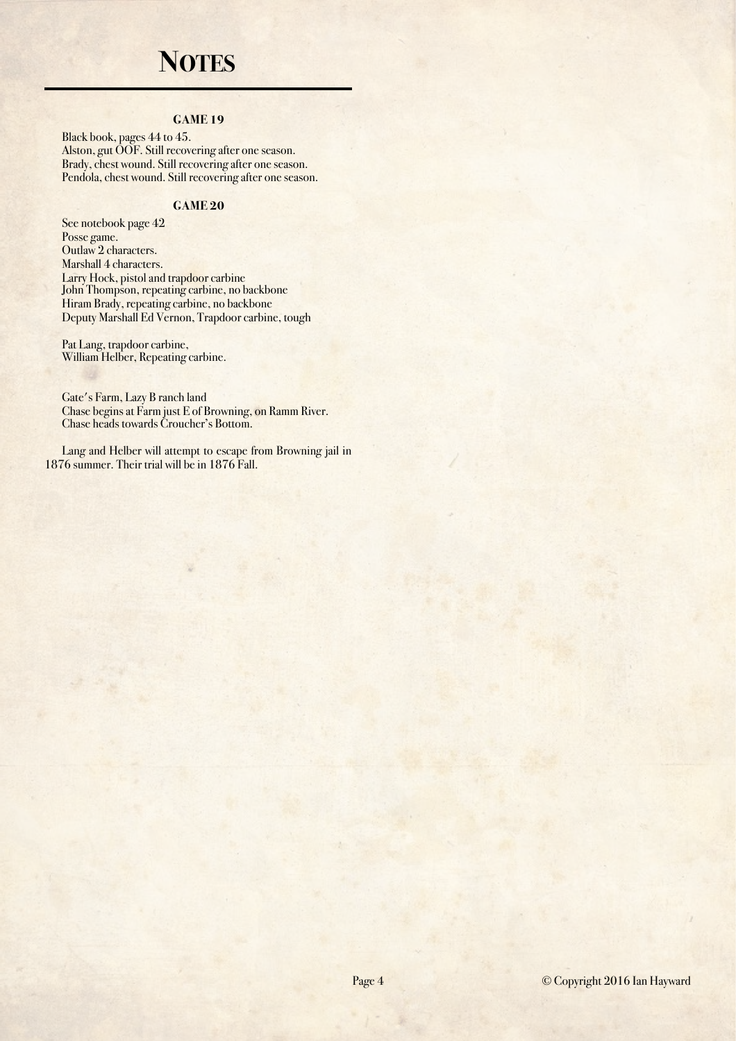# Notes

### GAME 19

Black book, pages 44 to 45.
Alston, gut OOF. Still recovering after one season.
Brady, chest wound. Still recovering after one season.
Pendola, chest wound. Still recovering after one season.

### GAME 20

See notebook page 42
Posse game.
Outlaw 2 characters.
Marshall 4 characters.
Larry Hock, pistol and trapdoor carbine
John Thompson, repeating carbine, no backbone
Hiram Brady, repeating carbine, no backbone
Deputy Marshall Ed Vernon, Trapdoor carbine, tough

Pat Lang, trapdoor carbine,
William Helber, Repeating carbine.

Gate's Farm, Lazy B ranch land
Chase begins at Farm just E of Browning, on Ramm River.
Chase heads towards Croucher's Bottom.

Lang and Helber will attempt to escape from Browning jail in 1876 summer. Their trial will be in 1876 Fall.

© Copyright 2016 Ian Hayward